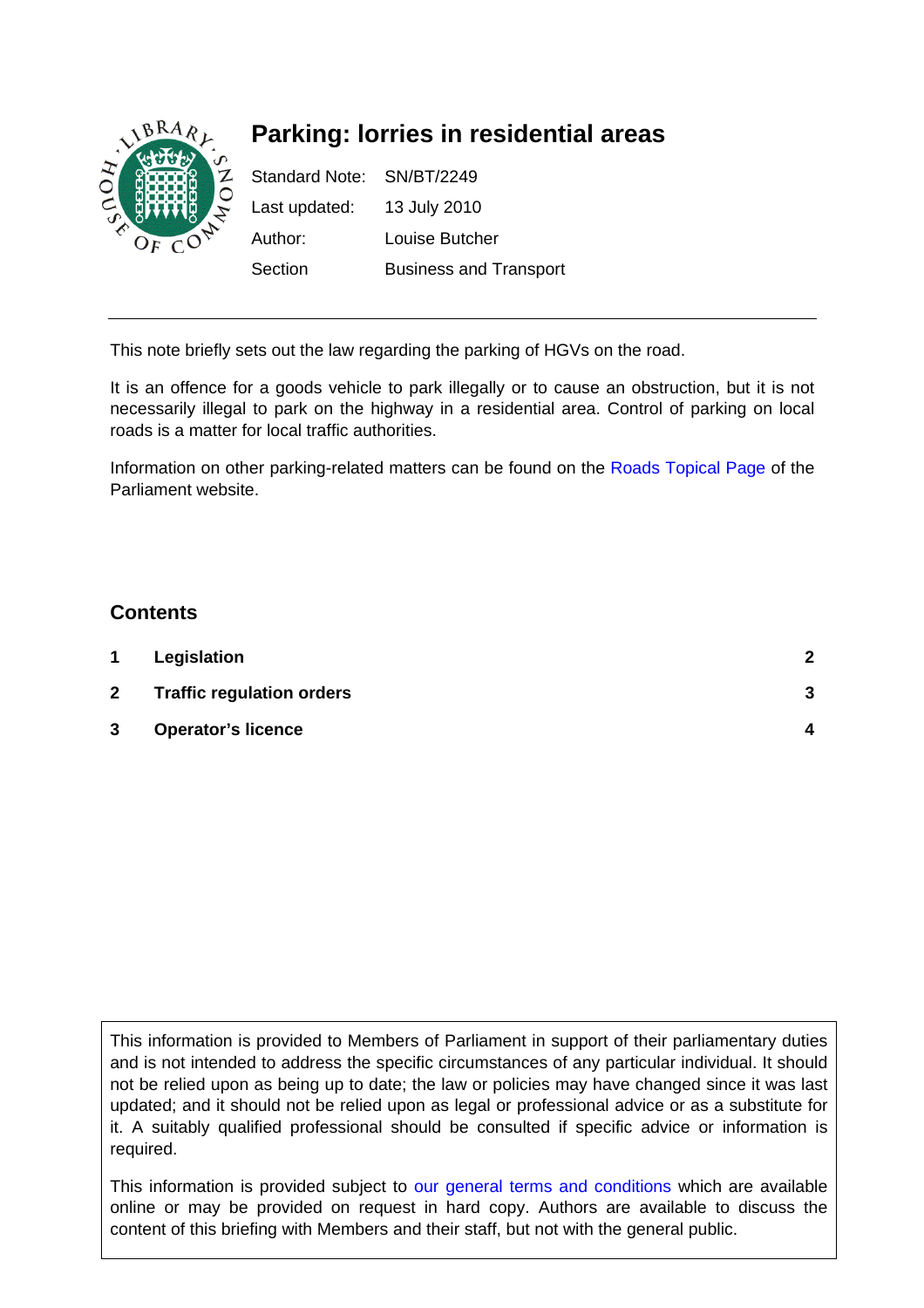# Parking: lorries in residential areas

Standard Note: SN/BT/2249

Last updated: 13 July 2010

Author: Louise Butcher

Section Business and Transport

---

This note briefly sets out the law regarding the parking of HGVs on the road.

It is an offence for a goods vehicle to park illegally or to cause an obstruction, but it is not necessarily illegal to park on the highway in a residential area. Control of parking on local roads is a matter for local traffic authorities.

Information on other parking-related matters can be found on the Roads Topical Page of the Parliament website.

## Contents

| | | |
|---|---|---|
| 1 | Legislation | 2 |
| 2 | Traffic regulation orders | 3 |
| 3 | Operator's licence | 4 |

This information is provided to Members of Parliament in support of their parliamentary duties and is not intended to address the specific circumstances of any particular individual. It should not be relied upon as being up to date; the law or policies may have changed since it was last updated; and it should not be relied upon as legal or professional advice or as a substitute for it. A suitably qualified professional should be consulted if specific advice or information is required.

This information is provided subject to our general terms and conditions which are available online or may be provided on request in hard copy. Authors are available to discuss the content of this briefing with Members and their staff, but not with the general public.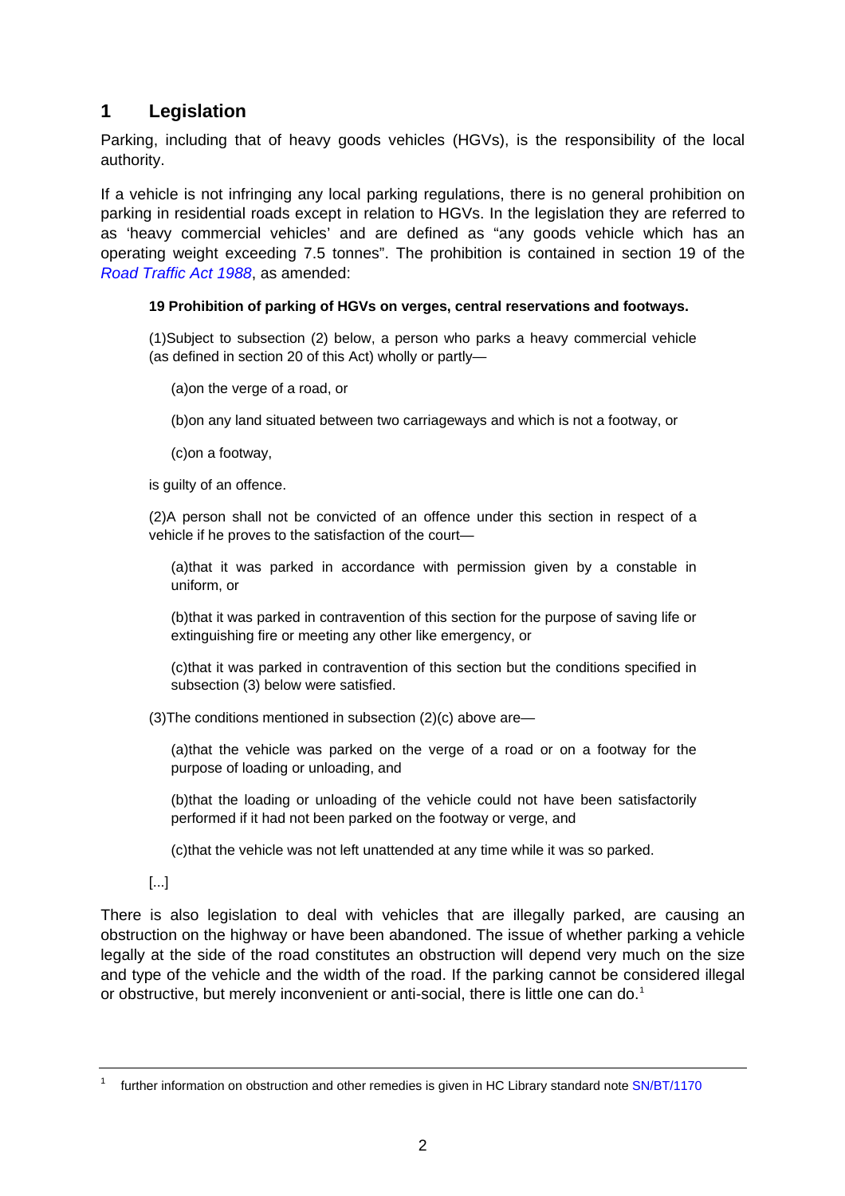# 1 Legislation

Parking, including that of heavy goods vehicles (HGVs), is the responsibility of the local authority.

If a vehicle is not infringing any local parking regulations, there is no general prohibition on parking in residential roads except in relation to HGVs. In the legislation they are referred to as 'heavy commercial vehicles' and are defined as "any goods vehicle which has an operating weight exceeding 7.5 tonnes". The prohibition is contained in section 19 of the *Road Traffic Act 1988*, as amended:

> **19 Prohibition of parking of HGVs on verges, central reservations and footways.**
>
> (1)Subject to subsection (2) below, a person who parks a heavy commercial vehicle (as defined in section 20 of this Act) wholly or partly—
>
> (a)on the verge of a road, or
>
> (b)on any land situated between two carriageways and which is not a footway, or
>
> (c)on a footway,
>
> is guilty of an offence.
>
> (2)A person shall not be convicted of an offence under this section in respect of a vehicle if he proves to the satisfaction of the court—
>
> (a)that it was parked in accordance with permission given by a constable in uniform, or
>
> (b)that it was parked in contravention of this section for the purpose of saving life or extinguishing fire or meeting any other like emergency, or
>
> (c)that it was parked in contravention of this section but the conditions specified in subsection (3) below were satisfied.
>
> (3)The conditions mentioned in subsection (2)(c) above are—
>
> (a)that the vehicle was parked on the verge of a road or on a footway for the purpose of loading or unloading, and
>
> (b)that the loading or unloading of the vehicle could not have been satisfactorily performed if it had not been parked on the footway or verge, and
>
> (c)that the vehicle was not left unattended at any time while it was so parked.
>
> [...]

There is also legislation to deal with vehicles that are illegally parked, are causing an obstruction on the highway or have been abandoned. The issue of whether parking a vehicle legally at the side of the road constitutes an obstruction will depend very much on the size and type of the vehicle and the width of the road. If the parking cannot be considered illegal or obstructive, but merely inconvenient or anti-social, there is little one can do.[1]

[1] further information on obstruction and other remedies is given in HC Library standard note SN/BT/1170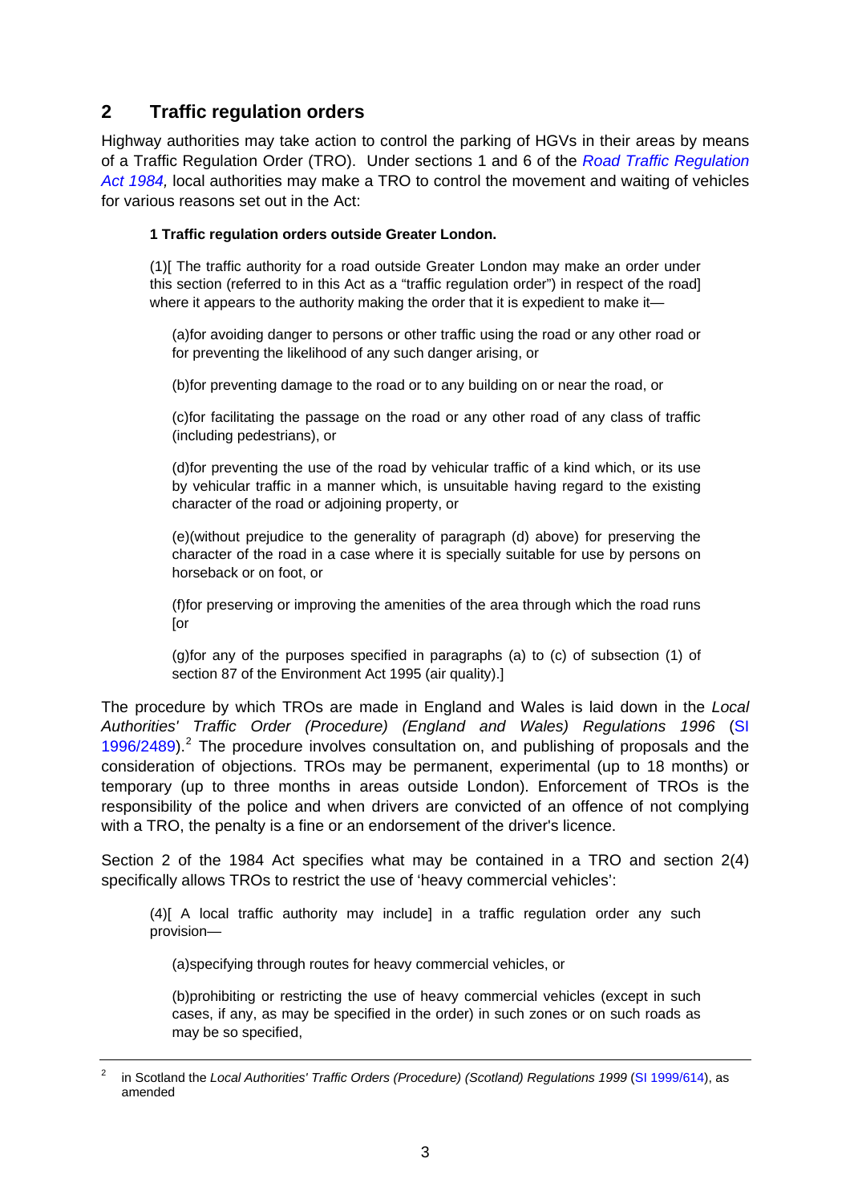## 2 Traffic regulation orders

Highway authorities may take action to control the parking of HGVs in their areas by means of a Traffic Regulation Order (TRO). Under sections 1 and 6 of the *Road Traffic Regulation Act 1984,* local authorities may make a TRO to control the movement and waiting of vehicles for various reasons set out in the Act:

> **1 Traffic regulation orders outside Greater London.**
>
> (1)[ The traffic authority for a road outside Greater London may make an order under this section (referred to in this Act as a "traffic regulation order") in respect of the road] where it appears to the authority making the order that it is expedient to make it—
>
> (a)for avoiding danger to persons or other traffic using the road or any other road or for preventing the likelihood of any such danger arising, or
>
> (b)for preventing damage to the road or to any building on or near the road, or
>
> (c)for facilitating the passage on the road or any other road of any class of traffic (including pedestrians), or
>
> (d)for preventing the use of the road by vehicular traffic of a kind which, or its use by vehicular traffic in a manner which, is unsuitable having regard to the existing character of the road or adjoining property, or
>
> (e)(without prejudice to the generality of paragraph (d) above) for preserving the character of the road in a case where it is specially suitable for use by persons on horseback or on foot, or
>
> (f)for preserving or improving the amenities of the area through which the road runs [or
>
> (g)for any of the purposes specified in paragraphs (a) to (c) of subsection (1) of section 87 of the Environment Act 1995 (air quality).]

The procedure by which TROs are made in England and Wales is laid down in the *Local Authorities' Traffic Order (Procedure) (England and Wales) Regulations 1996* (SI 1996/2489).[2] The procedure involves consultation on, and publishing of proposals and the consideration of objections. TROs may be permanent, experimental (up to 18 months) or temporary (up to three months in areas outside London). Enforcement of TROs is the responsibility of the police and when drivers are convicted of an offence of not complying with a TRO, the penalty is a fine or an endorsement of the driver's licence.

Section 2 of the 1984 Act specifies what may be contained in a TRO and section 2(4) specifically allows TROs to restrict the use of 'heavy commercial vehicles':

> (4)[ A local traffic authority may include] in a traffic regulation order any such provision—
>
> (a)specifying through routes for heavy commercial vehicles, or
>
> (b)prohibiting or restricting the use of heavy commercial vehicles (except in such cases, if any, as may be specified in the order) in such zones or on such roads as may be so specified,

---

[2] in Scotland the *Local Authorities' Traffic Orders (Procedure) (Scotland) Regulations 1999* (SI 1999/614), as amended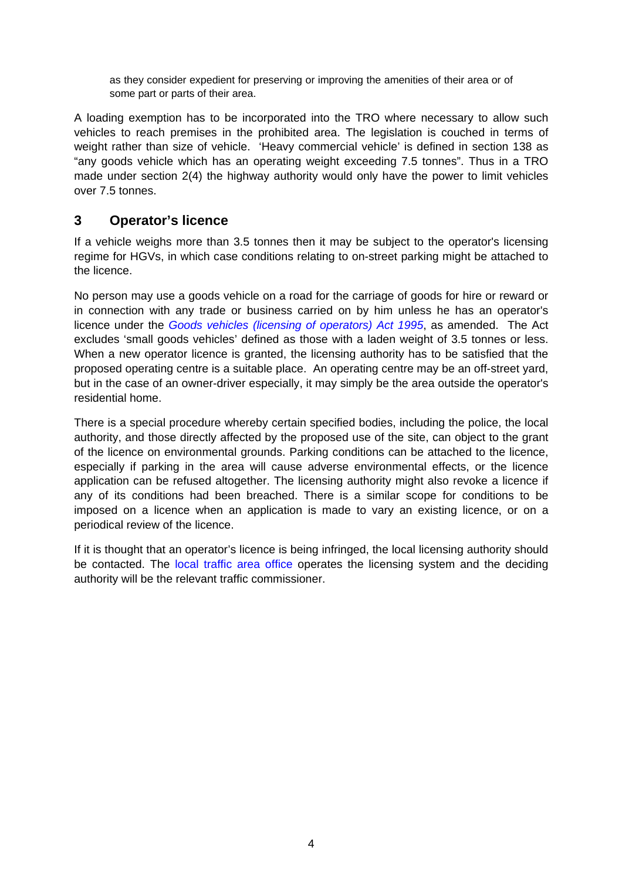> as they consider expedient for preserving or improving the amenities of their area or of some part or parts of their area.

A loading exemption has to be incorporated into the TRO where necessary to allow such vehicles to reach premises in the prohibited area. The legislation is couched in terms of weight rather than size of vehicle. 'Heavy commercial vehicle' is defined in section 138 as "any goods vehicle which has an operating weight exceeding 7.5 tonnes". Thus in a TRO made under section 2(4) the highway authority would only have the power to limit vehicles over 7.5 tonnes.

## 3 Operator's licence

If a vehicle weighs more than 3.5 tonnes then it may be subject to the operator's licensing regime for HGVs, in which case conditions relating to on-street parking might be attached to the licence.

No person may use a goods vehicle on a road for the carriage of goods for hire or reward or in connection with any trade or business carried on by him unless he has an operator's licence under the *Goods vehicles (licensing of operators) Act 1995*, as amended. The Act excludes 'small goods vehicles' defined as those with a laden weight of 3.5 tonnes or less. When a new operator licence is granted, the licensing authority has to be satisfied that the proposed operating centre is a suitable place. An operating centre may be an off-street yard, but in the case of an owner-driver especially, it may simply be the area outside the operator's residential home.

There is a special procedure whereby certain specified bodies, including the police, the local authority, and those directly affected by the proposed use of the site, can object to the grant of the licence on environmental grounds. Parking conditions can be attached to the licence, especially if parking in the area will cause adverse environmental effects, or the licence application can be refused altogether. The licensing authority might also revoke a licence if any of its conditions had been breached. There is a similar scope for conditions to be imposed on a licence when an application is made to vary an existing licence, or on a periodical review of the licence.

If it is thought that an operator's licence is being infringed, the local licensing authority should be contacted. The local traffic area office operates the licensing system and the deciding authority will be the relevant traffic commissioner.